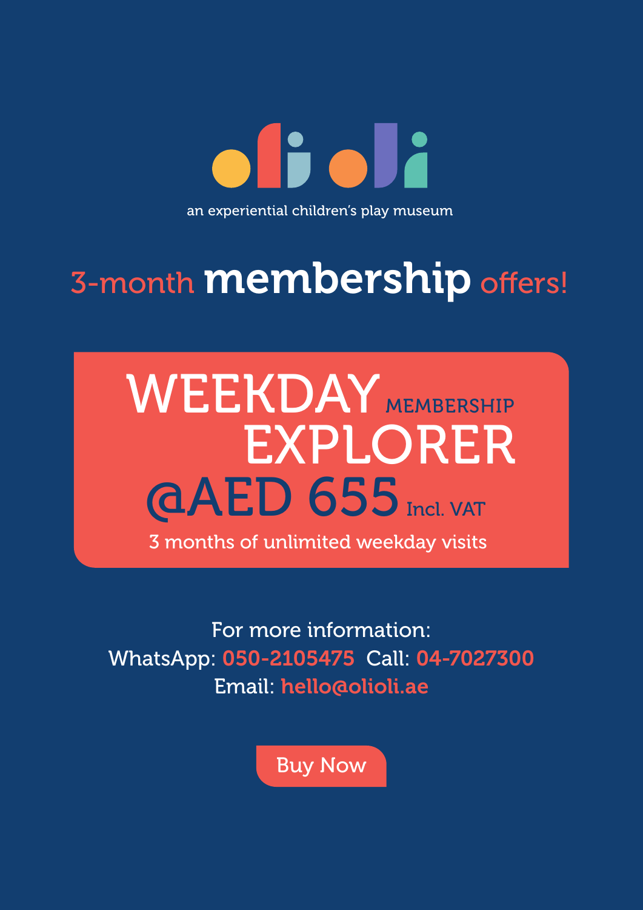# oli oli

an experiential children's play museum

## 3-month **membership** offers!

### WEEKDAY MEMBERSHIP EXPLORER

**@AED 655** Incl. VAT

3 months of unlimited weekday visits

For more information:

WhatsApp: 050-2105475 Call: 04-7027300

Email: hello@olioli.ae

Buy Now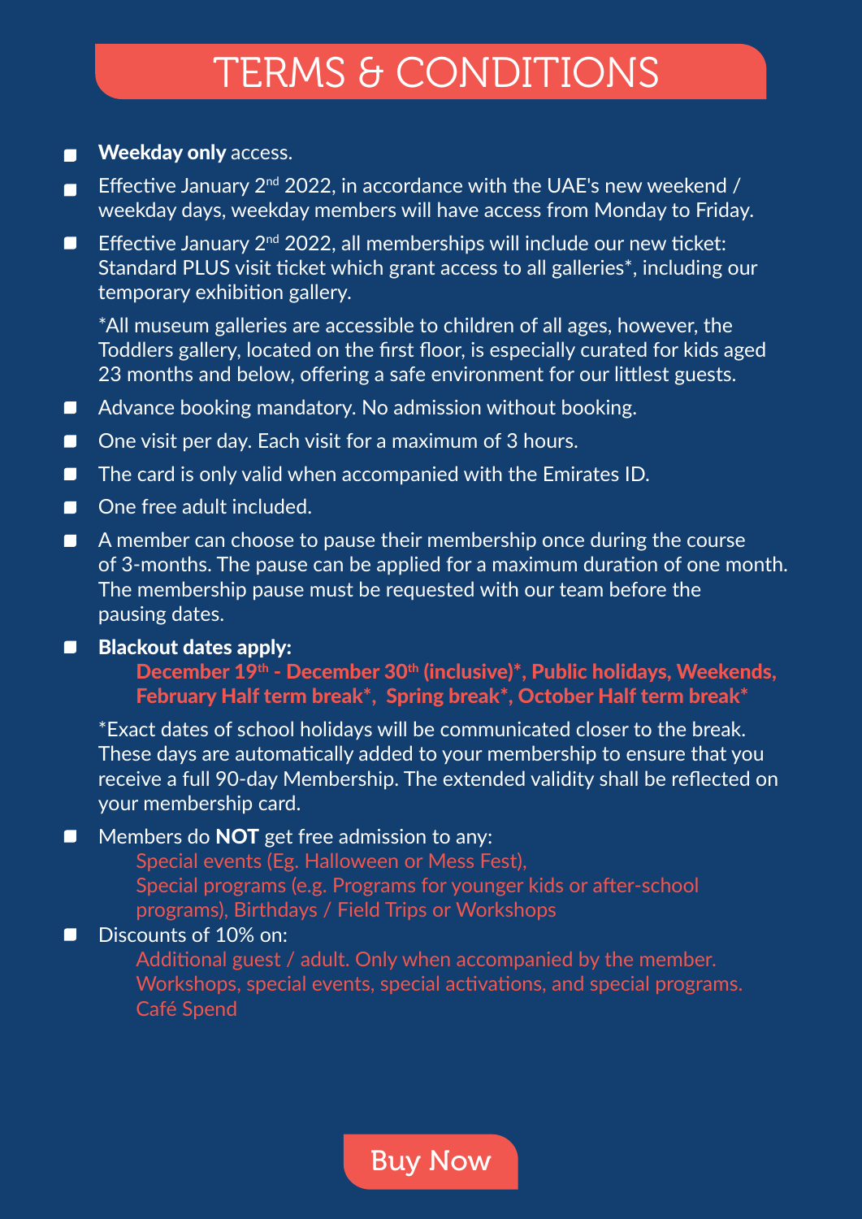# TERMS & CONDITIONS

- **Weekday only** access.
- Effective January 2nd 2022, in accordance with the UAE's new weekend / weekday days, weekday members will have access from Monday to Friday.
- Effective January 2nd 2022, all memberships will include our new ticket: Standard PLUS visit ticket which grant access to all galleries*, including our temporary exhibition gallery.

  *All museum galleries are accessible to children of all ages, however, the Toddlers gallery, located on the first floor, is especially curated for kids aged 23 months and below, offering a safe environment for our littlest guests.
- Advance booking mandatory. No admission without booking.
- One visit per day. Each visit for a maximum of 3 hours.
- The card is only valid when accompanied with the Emirates ID.
- One free adult included.
- A member can choose to pause their membership once during the course of 3-months. The pause can be applied for a maximum duration of one month. The membership pause must be requested with our team before the pausing dates.
- **Blackout dates apply:**

  **December 19th - December 30th (inclusive)*, Public holidays, Weekends, February Half term break*, Spring break*, October Half term break***

  *Exact dates of school holidays will be communicated closer to the break. These days are automatically added to your membership to ensure that you receive a full 90-day Membership. The extended validity shall be reflected on your membership card.
- Members do **NOT** get free admission to any:

  Special events (Eg. Halloween or Mess Fest),
  Special programs (e.g. Programs for younger kids or after-school programs), Birthdays / Field Trips or Workshops
- Discounts of 10% on:

  Additional guest / adult. Only when accompanied by the member.
  Workshops, special events, special activations, and special programs.
  Café Spend

Buy Now